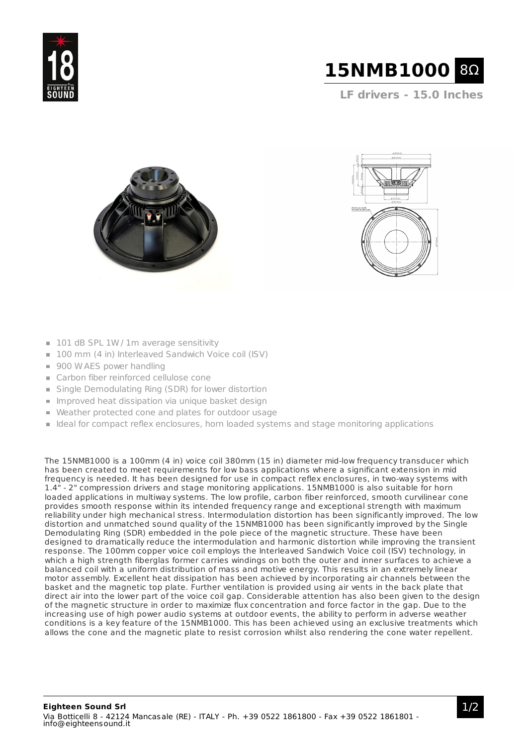# 15NMB1000 8Ω

## LF drivers - 15.0 Inches

- 101 dB SPL 1W / 1m average sensitivity
- 100 mm (4 in) Interleaved Sandwich Voice coil (ISV)
- 900 W AES power handling
- Carbon fiber reinforced cellulose cone
- Single Demodulating Ring (SDR) for lower distortion
- Improved heat dissipation via unique basket design
- Weather protected cone and plates for outdoor usage
- Ideal for compact reflex enclosures, horn loaded systems and stage monitoring applications

The 15NMB1000 is a 100mm (4 in) voice coil 380mm (15 in) diameter mid-low frequency transducer which has been created to meet requirements for low bass applications where a significant extension in mid frequency is needed. It has been designed for use in compact reflex enclosures, in two-way systems with 1.4" - 2" compression drivers and stage monitoring applications. 15NMB1000 is also suitable for horn loaded applications in multiway systems. The low profile, carbon fiber reinforced, smooth curvilinear cone provides smooth response within its intended frequency range and exceptional strength with maximum reliability under high mechanical stress. Intermodulation distortion has been significantly improved. The low distortion and unmatched sound quality of the 15NMB1000 has been significantly improved by the Single Demodulating Ring (SDR) embedded in the pole piece of the magnetic structure. These have been designed to dramatically reduce the intermodulation and harmonic distortion while improving the transient response. The 100mm copper voice coil employs the Interleaved Sandwich Voice coil (ISV) technology, in which a high strength fiberglas former carries windings on both the outer and inner surfaces to achieve a balanced coil with a uniform distribution of mass and motive energy. This results in an extremely linear motor assembly. Excellent heat dissipation has been achieved by incorporating air channels between the basket and the magnetic top plate. Further ventilation is provided using air vents in the back plate that direct air into the lower part of the voice coil gap. Considerable attention has also been given to the design of the magnetic structure in order to maximize flux concentration and force factor in the gap. Due to the increasing use of high power audio systems at outdoor events, the ability to perform in adverse weather conditions is a key feature of the 15NMB1000. This has been achieved using an exclusive treatments which allows the cone and the magnetic plate to resist corrosion whilst also rendering the cone water repellent.

**Eighteen Sound Srl**
Via Botticelli 8 - 42124 Mancasale (RE) - ITALY - Ph. +39 0522 1861800 - Fax +39 0522 1861801 - info@eighteensound.it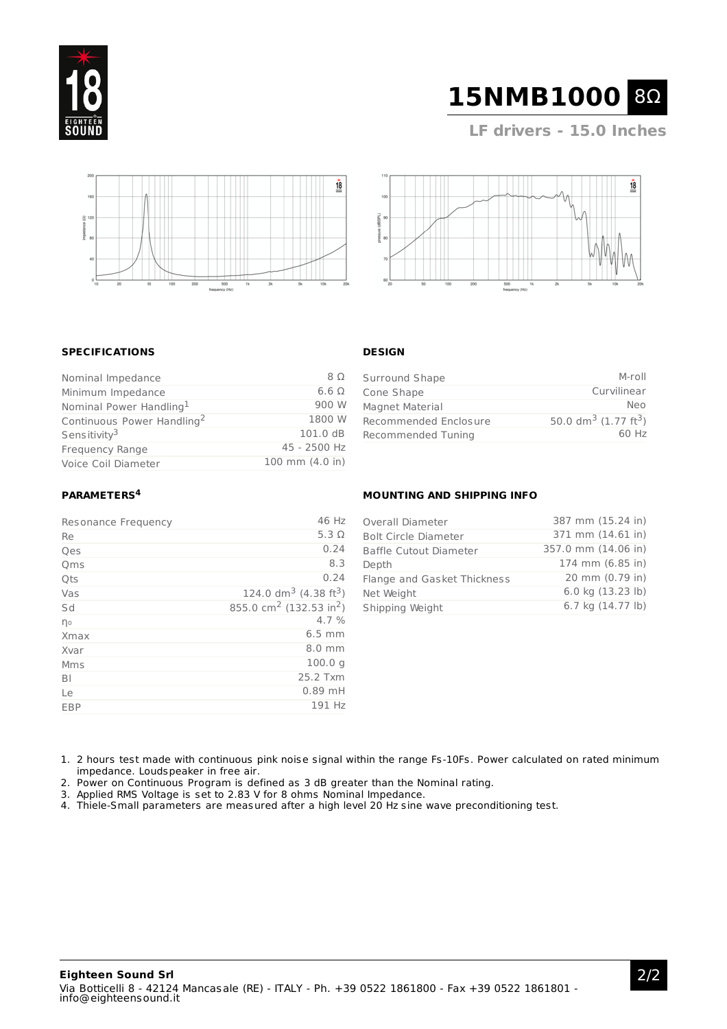# 15NMB1000 8Ω

## LF drivers - 15.0 Inches

200
160
120
80
40
0
Impedance (Ω)
10 20 50 100 200 500 1k 2k 5k 10k 20k
frequency (Hz)

110
100
90
80
70
60
pressure (dBSPL)
20 50 100 200 500 1k 2k 5k 10k 20k
frequency (Hz)

### SPECIFICATIONS

| | |
|---|---|
| Nominal Impedance | 8 Ω |
| Minimum Impedance | 6.6 Ω |
| Nominal Power Handling[1] | 900 W |
| Continuous Power Handling[2] | 1800 W |
| Sensitivity[3] | 101.0 dB |
| Frequency Range | 45 - 2500 Hz |
| Voice Coil Diameter | 100 mm (4.0 in) |

### DESIGN

| | |
|---|---|
| Surround Shape | M-roll |
| Cone Shape | Curvilinear |
| Magnet Material | Neo |
| Recommended Enclosure | 50.0 dm$^3$ (1.77 ft$^3$) |
| Recommended Tuning | 60 Hz |

### PARAMETERS[4]

| | |
|---|---|
| Resonance Frequency | 46 Hz |
| Re | 5.3 Ω |
| Qes | 0.24 |
| Qms | 8.3 |
| Qts | 0.24 |
| Vas | 124.0 dm$^3$ (4.38 ft$^3$) |
| Sd | 855.0 cm$^2$ (132.53 in$^2$) |
| $\eta_0$ | 4.7 % |
| Xmax | 6.5 mm |
| Xvar | 8.0 mm |
| Mms | 100.0 g |
| Bl | 25.2 Txm |
| Le | 0.89 mH |
| EBP | 191 Hz |

### MOUNTING AND SHIPPING INFO

| | |
|---|---|
| Overall Diameter | 387 mm (15.24 in) |
| Bolt Circle Diameter | 371 mm (14.61 in) |
| Baffle Cutout Diameter | 357.0 mm (14.06 in) |
| Depth | 174 mm (6.85 in) |
| Flange and Gasket Thickness | 20 mm (0.79 in) |
| Net Weight | 6.0 kg (13.23 lb) |
| Shipping Weight | 6.7 kg (14.77 lb) |

1. 2 hours test made with continuous pink noise signal within the range Fs-10Fs. Power calculated on rated minimum impedance. Loudspeaker in free air.
2. Power on Continuous Program is defined as 3 dB greater than the Nominal rating.
3. Applied RMS Voltage is set to 2.83 V for 8 ohms Nominal Impedance.
4. Thiele-Small parameters are measured after a high level 20 Hz sine wave preconditioning test.

**Eighteen Sound Srl**
Via Botticelli 8 - 42124 Mancasale (RE) - ITALY - Ph. +39 0522 1861800 - Fax +39 0522 1861801 - info@eighteensound.it